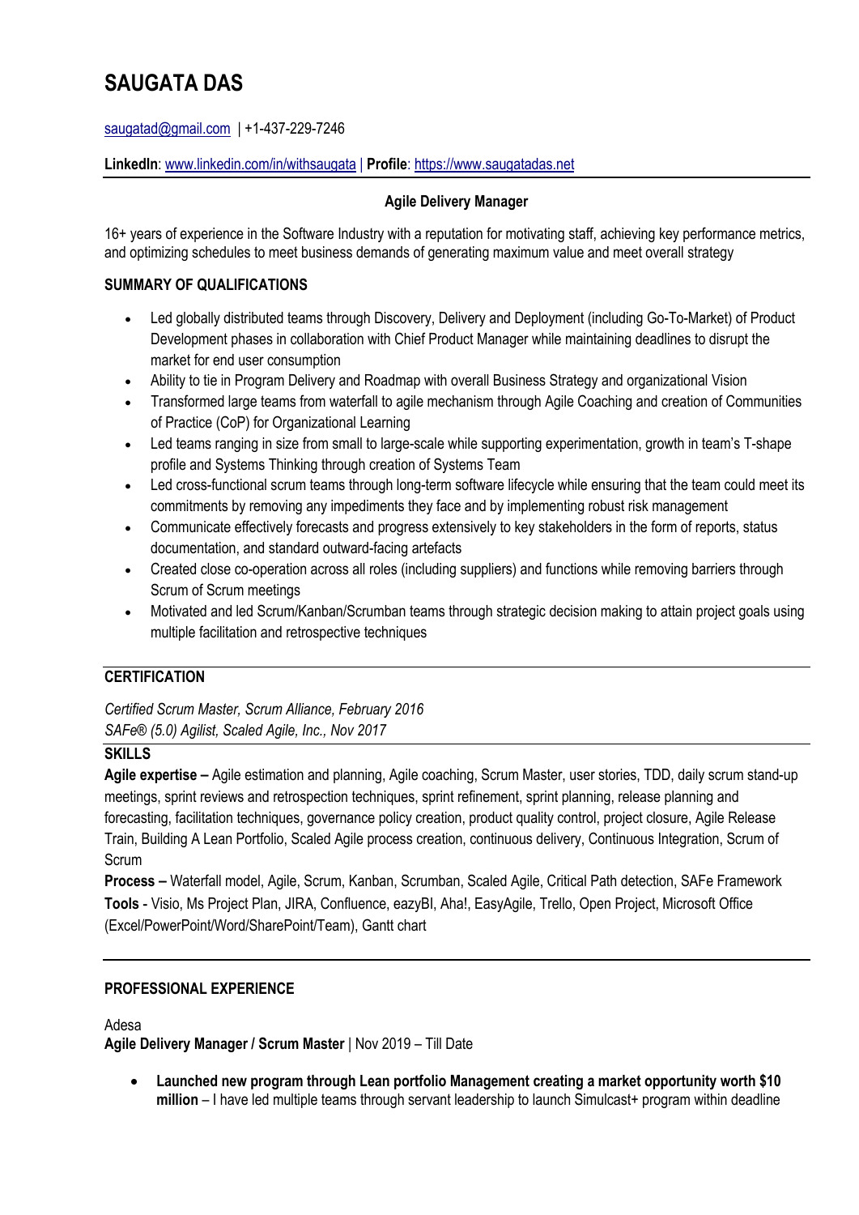# SAUGATA DAS

saugatad@gmail.com | +1-437-229-7246

**LinkedIn**: www.linkedin.com/in/withsaugata | **Profile**: https://www.saugatadas.net

---

**Agile Delivery Manager**

16+ years of experience in the Software Industry with a reputation for motivating staff, achieving key performance metrics, and optimizing schedules to meet business demands of generating maximum value and meet overall strategy

## SUMMARY OF QUALIFICATIONS

- Led globally distributed teams through Discovery, Delivery and Deployment (including Go-To-Market) of Product Development phases in collaboration with Chief Product Manager while maintaining deadlines to disrupt the market for end user consumption
- Ability to tie in Program Delivery and Roadmap with overall Business Strategy and organizational Vision
- Transformed large teams from waterfall to agile mechanism through Agile Coaching and creation of Communities of Practice (CoP) for Organizational Learning
- Led teams ranging in size from small to large-scale while supporting experimentation, growth in team's T-shape profile and Systems Thinking through creation of Systems Team
- Led cross-functional scrum teams through long-term software lifecycle while ensuring that the team could meet its commitments by removing any impediments they face and by implementing robust risk management
- Communicate effectively forecasts and progress extensively to key stakeholders in the form of reports, status documentation, and standard outward-facing artefacts
- Created close co-operation across all roles (including suppliers) and functions while removing barriers through Scrum of Scrum meetings
- Motivated and led Scrum/Kanban/Scrumban teams through strategic decision making to attain project goals using multiple facilitation and retrospective techniques

## CERTIFICATION

*Certified Scrum Master, Scrum Alliance, February 2016*
*SAFe® (5.0) Agilist, Scaled Agile, Inc., Nov 2017*

## SKILLS

**Agile expertise –** Agile estimation and planning, Agile coaching, Scrum Master, user stories, TDD, daily scrum stand-up meetings, sprint reviews and retrospection techniques, sprint refinement, sprint planning, release planning and forecasting, facilitation techniques, governance policy creation, product quality control, project closure, Agile Release Train, Building A Lean Portfolio, Scaled Agile process creation, continuous delivery, Continuous Integration, Scrum of Scrum
**Process –** Waterfall model, Agile, Scrum, Kanban, Scrumban, Scaled Agile, Critical Path detection, SAFe Framework
**Tools** - Visio, Ms Project Plan, JIRA, Confluence, eazyBI, Aha!, EasyAgile, Trello, Open Project, Microsoft Office (Excel/PowerPoint/Word/SharePoint/Team), Gantt chart

---

## PROFESSIONAL EXPERIENCE

Adesa
**Agile Delivery Manager / Scrum Master** | Nov 2019 – Till Date

- **Launched new program through Lean portfolio Management creating a market opportunity worth $10 million** – I have led multiple teams through servant leadership to launch Simulcast+ program within deadline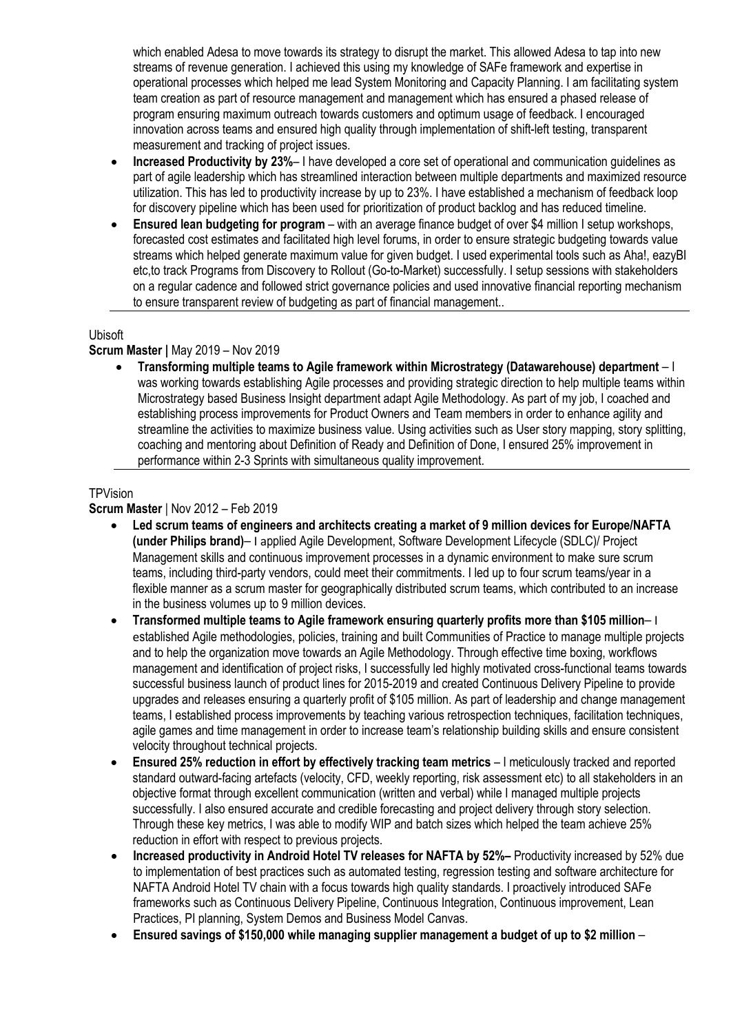which enabled Adesa to move towards its strategy to disrupt the market. This allowed Adesa to tap into new streams of revenue generation. I achieved this using my knowledge of SAFe framework and expertise in operational processes which helped me lead System Monitoring and Capacity Planning. I am facilitating system team creation as part of resource management and management which has ensured a phased release of program ensuring maximum outreach towards customers and optimum usage of feedback. I encouraged innovation across teams and ensured high quality through implementation of shift-left testing, transparent measurement and tracking of project issues.

- **Increased Productivity by 23%**– I have developed a core set of operational and communication guidelines as part of agile leadership which has streamlined interaction between multiple departments and maximized resource utilization. This has led to productivity increase by up to 23%. I have established a mechanism of feedback loop for discovery pipeline which has been used for prioritization of product backlog and has reduced timeline.
- **Ensured lean budgeting for program** – with an average finance budget of over $4 million I setup workshops, forecasted cost estimates and facilitated high level forums, in order to ensure strategic budgeting towards value streams which helped generate maximum value for given budget. I used experimental tools such as Aha!, eazyBI etc,to track Programs from Discovery to Rollout (Go-to-Market) successfully. I setup sessions with stakeholders on a regular cadence and followed strict governance policies and used innovative financial reporting mechanism to ensure transparent review of budgeting as part of financial management..

Ubisoft

**Scrum Master |** May 2019 – Nov 2019

- **Transforming multiple teams to Agile framework within Microstrategy (Datawarehouse) department** – I was working towards establishing Agile processes and providing strategic direction to help multiple teams within Microstrategy based Business Insight department adapt Agile Methodology. As part of my job, I coached and establishing process improvements for Product Owners and Team members in order to enhance agility and streamline the activities to maximize business value. Using activities such as User story mapping, story splitting, coaching and mentoring about Definition of Ready and Definition of Done, I ensured 25% improvement in performance within 2-3 Sprints with simultaneous quality improvement.

TPVision

**Scrum Master** | Nov 2012 – Feb 2019

- **Led scrum teams of engineers and architects creating a market of 9 million devices for Europe/NAFTA (under Philips brand)**– I applied Agile Development, Software Development Lifecycle (SDLC)/ Project Management skills and continuous improvement processes in a dynamic environment to make sure scrum teams, including third-party vendors, could meet their commitments. I led up to four scrum teams/year in a flexible manner as a scrum master for geographically distributed scrum teams, which contributed to an increase in the business volumes up to 9 million devices.
- **Transformed multiple teams to Agile framework ensuring quarterly profits more than $105 million**– I established Agile methodologies, policies, training and built Communities of Practice to manage multiple projects and to help the organization move towards an Agile Methodology. Through effective time boxing, workflows management and identification of project risks, I successfully led highly motivated cross-functional teams towards successful business launch of product lines for 2015-2019 and created Continuous Delivery Pipeline to provide upgrades and releases ensuring a quarterly profit of $105 million. As part of leadership and change management teams, I established process improvements by teaching various retrospection techniques, facilitation techniques, agile games and time management in order to increase team's relationship building skills and ensure consistent velocity throughout technical projects.
- **Ensured 25% reduction in effort by effectively tracking team metrics** – I meticulously tracked and reported standard outward-facing artefacts (velocity, CFD, weekly reporting, risk assessment etc) to all stakeholders in an objective format through excellent communication (written and verbal) while I managed multiple projects successfully. I also ensured accurate and credible forecasting and project delivery through story selection. Through these key metrics, I was able to modify WIP and batch sizes which helped the team achieve 25% reduction in effort with respect to previous projects.
- **Increased productivity in Android Hotel TV releases for NAFTA by 52%–** Productivity increased by 52% due to implementation of best practices such as automated testing, regression testing and software architecture for NAFTA Android Hotel TV chain with a focus towards high quality standards. I proactively introduced SAFe frameworks such as Continuous Delivery Pipeline, Continuous Integration, Continuous improvement, Lean Practices, PI planning, System Demos and Business Model Canvas.
- **Ensured savings of $150,000 while managing supplier management a budget of up to $2 million** –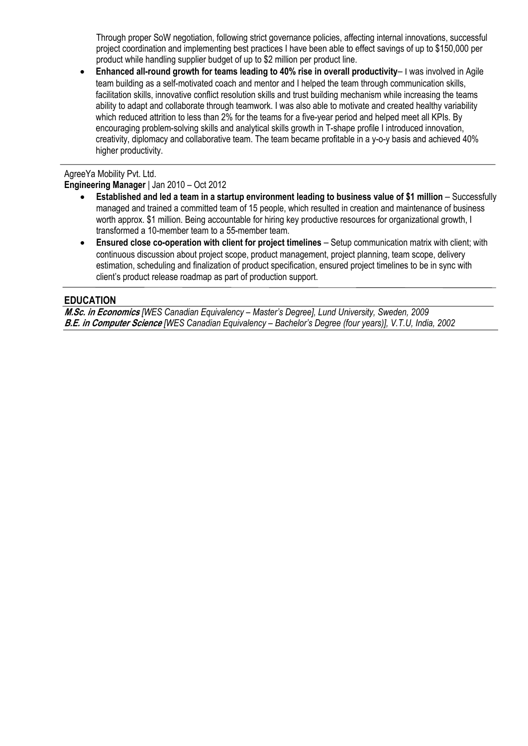Through proper SoW negotiation, following strict governance policies, affecting internal innovations, successful project coordination and implementing best practices I have been able to effect savings of up to $150,000 per product while handling supplier budget of up to $2 million per product line.

- **Enhanced all-round growth for teams leading to 40% rise in overall productivity**– I was involved in Agile team building as a self-motivated coach and mentor and I helped the team through communication skills, facilitation skills, innovative conflict resolution skills and trust building mechanism while increasing the teams ability to adapt and collaborate through teamwork. I was also able to motivate and created healthy variability which reduced attrition to less than 2% for the teams for a five-year period and helped meet all KPIs. By encouraging problem-solving skills and analytical skills growth in T-shape profile I introduced innovation, creativity, diplomacy and collaborative team. The team became profitable in a y-o-y basis and achieved 40% higher productivity.

---

AgreeYa Mobility Pvt. Ltd.

**Engineering Manager** | Jan 2010 – Oct 2012

- **Established and led a team in a startup environment leading to business value of $1 million** – Successfully managed and trained a committed team of 15 people, which resulted in creation and maintenance of business worth approx. $1 million. Being accountable for hiring key productive resources for organizational growth, I transformed a 10-member team to a 55-member team.
- **Ensured close co-operation with client for project timelines** – Setup communication matrix with client; with continuous discussion about project scope, product management, project planning, team scope, delivery estimation, scheduling and finalization of product specification, ensured project timelines to be in sync with client's product release roadmap as part of production support.

---

## EDUCATION

***M.Sc. in Economics*** *[WES Canadian Equivalency – Master's Degree], Lund University, Sweden, 2009*

***B.E. in Computer Science*** *[WES Canadian Equivalency – Bachelor's Degree (four years)], V.T.U, India, 2002*